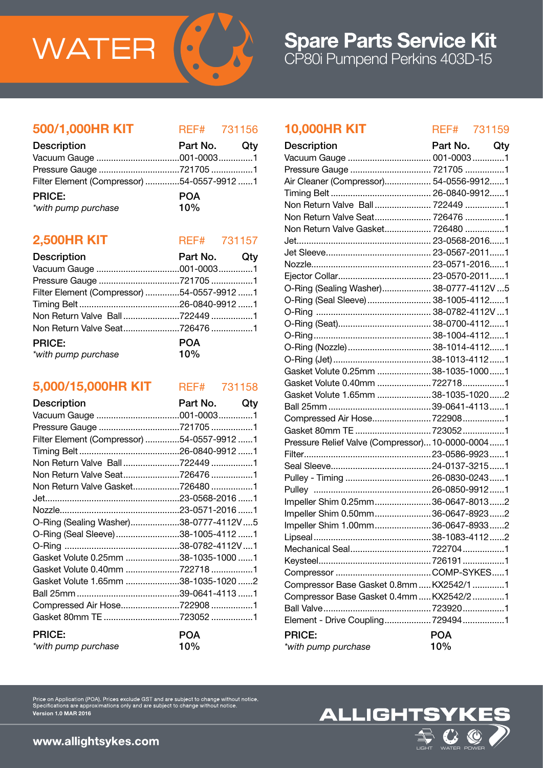# WATER

# Spare Parts Service Kit

## CP80i Pumpend Perkins 403D-15

### 500/1,000HR KIT — REF# 731156

| Description | Part No. | Qty |
|---|---|---|
| Vacuum Gauge | 001-0003 | 1 |
| Pressure Gauge | 721705 | 1 |
| Filter Element (Compressor) | 54-0557-9912 | 1 |

**PRICE:** POA
*\*with pump purchase* 10%

### 2,500HR KIT — REF# 731157

| Description | Part No. | Qty |
|---|---|---|
| Vacuum Gauge | 001-0003 | 1 |
| Pressure Gauge | 721705 | 1 |
| Filter Element (Compressor) | 54-0557-9912 | 1 |
| Timing Belt | 26-0840-9912 | 1 |
| Non Return Valve Ball | 722449 | 1 |
| Non Return Valve Seat | 726476 | 1 |

**PRICE:** POA
*\*with pump purchase* 10%

### 5,000/15,000HR KIT — REF# 731158

| Description | Part No. | Qty |
|---|---|---|
| Vacuum Gauge | 001-0003 | 1 |
| Pressure Gauge | 721705 | 1 |
| Filter Element (Compressor) | 54-0557-9912 | 1 |
| Timing Belt | 26-0840-9912 | 1 |
| Non Return Valve Ball | 722449 | 1 |
| Non Return Valve Seat | 726476 | 1 |
| Non Return Valve Gasket | 726480 | 1 |
| Jet | 23-0568-2016 | 1 |
| Nozzle | 23-0571-2016 | 1 |
| O-Ring (Sealing Washer) | 38-0777-4112V | 5 |
| O-Ring (Seal Sleeve) | 38-1005-4112 | 1 |
| O-Ring | 38-0782-4112V | 1 |
| Gasket Volute 0.25mm | 38-1035-1000 | 1 |
| Gasket Volute 0.40mm | 722718 | 1 |
| Gasket Volute 1.65mm | 38-1035-1020 | 2 |
| Ball 25mm | 39-0641-4113 | 1 |
| Compressed Air Hose | 722908 | 1 |
| Gasket 80mm TE | 723052 | 1 |

**PRICE:** POA
*\*with pump purchase* 10%

### 10,000HR KIT — REF# 731159

| Description | Part No. | Qty |
|---|---|---|
| Vacuum Gauge | 001-0003 | 1 |
| Pressure Gauge | 721705 | 1 |
| Air Cleaner (Compressor) | 54-0556-9912 | 1 |
| Timing Belt | 26-0840-9912 | 1 |
| Non Return Valve Ball | 722449 | 1 |
| Non Return Valve Seat | 726476 | 1 |
| Non Return Valve Gasket | 726480 | 1 |
| Jet | 23-0568-2016 | 1 |
| Jet Sleeve | 23-0567-2011 | 1 |
| Nozzle | 23-0571-2016 | 1 |
| Ejector Collar | 23-0570-2011 | 1 |
| O-Ring (Sealing Washer) | 38-0777-4112V | 5 |
| O-Ring (Seal Sleeve) | 38-1005-4112 | 1 |
| O-Ring | 38-0782-4112V | 1 |
| O-Ring (Seat) | 38-0700-4112 | 1 |
| O-Ring | 38-1004-4112 | 1 |
| O-Ring (Nozzle) | 38-1014-4112 | 1 |
| O-Ring (Jet) | 38-1013-4112 | 1 |
| Gasket Volute 0.25mm | 38-1035-1000 | 1 |
| Gasket Volute 0.40mm | 722718 | 1 |
| Gasket Volute 1.65mm | 38-1035-1020 | 2 |
| Ball 25mm | 39-0641-4113 | 1 |
| Compressed Air Hose | 722908 | 1 |
| Gasket 80mm TE | 723052 | 1 |
| Pressure Relief Valve (Compressor) | 10-0000-0004 | 1 |
| Filter | 23-0586-9923 | 1 |
| Seal Sleeve | 24-0137-3215 | 1 |
| Pulley - Timing | 26-0830-0243 | 1 |
| Pulley | 26-0850-9912 | 1 |
| Impeller Shim 0.25mm | 36-0647-8013 | 2 |
| Impeller Shim 0.50mm | 36-0647-8923 | 2 |
| Impeller Shim 1.00mm | 36-0647-8933 | 2 |
| Lipseal | 38-1083-4112 | 2 |
| Mechanical Seal | 722704 | 1 |
| Keysteel | 726191 | 1 |
| Compressor | COMP-SYKES | 1 |
| Compressor Base Gasket 0.8mm | KX2542/1 | 1 |
| Compressor Base Gasket 0.4mm | KX2542/2 | 1 |
| Ball Valve | 723920 | 1 |
| Element - Drive Coupling | 729494 | 1 |

**PRICE:** POA
*\*with pump purchase* 10%

Price on Application (POA). Prices exclude GST and are subject to change without notice.
Specifications are approximations only and are subject to change without notice.
**Version 1.0 MAR 2016**

**www.allightsykes.com**

ALLIGHTSYKES — LIGHT WATER POWER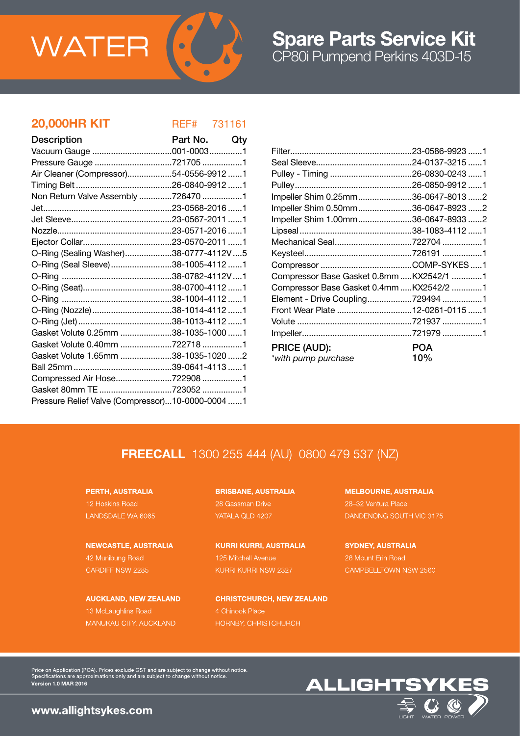# WATER

## Spare Parts Service Kit

CP80i Pumpend Perkins 403D-15

### 20,000HR KIT

REF# 731161

| Description | Part No. | Qty |
|---|---|---|
| Vacuum Gauge | 001-0003 | 1 |
| Pressure Gauge | 721705 | 1 |
| Air Cleaner (Compressor) | 54-0556-9912 | 1 |
| Timing Belt | 26-0840-9912 | 1 |
| Non Return Valve Assembly | 726470 | 1 |
| Jet | 23-0568-2016 | 1 |
| Jet Sleeve | 23-0567-2011 | 1 |
| Nozzle | 23-0571-2016 | 1 |
| Ejector Collar | 23-0570-2011 | 1 |
| O-Ring (Sealing Washer) | 38-0777-4112V | 5 |
| O-Ring (Seal Sleeve) | 38-1005-4112 | 1 |
| O-Ring | 38-0782-4112V | 1 |
| O-Ring (Seat) | 38-0700-4112 | 1 |
| O-Ring | 38-1004-4112 | 1 |
| O-Ring (Nozzle) | 38-1014-4112 | 1 |
| O-Ring (Jet) | 38-1013-4112 | 1 |
| Gasket Volute 0.25mm | 38-1035-1000 | 1 |
| Gasket Volute 0.40mm | 722718 | 1 |
| Gasket Volute 1.65mm | 38-1035-1020 | 2 |
| Ball 25mm | 39-0641-4113 | 1 |
| Compressed Air Hose | 722908 | 1 |
| Gasket 80mm TE | 723052 | 1 |
| Pressure Relief Valve (Compressor) | 10-0000-0004 | 1 |
| Filter | 23-0586-9923 | 1 |
| Seal Sleeve | 24-0137-3215 | 1 |
| Pulley - Timing | 26-0830-0243 | 1 |
| Pulley | 26-0850-9912 | 1 |
| Impeller Shim 0.25mm | 36-0647-8013 | 2 |
| Impeller Shim 0.50mm | 36-0647-8923 | 2 |
| Impeller Shim 1.00mm | 36-0647-8933 | 2 |
| Lipseal | 38-1083-4112 | 1 |
| Mechanical Seal | 722704 | 1 |
| Keysteel | 726191 | 1 |
| Compressor | COMP-SYKES | 1 |
| Compressor Base Gasket 0.8mm | KX2542/1 | 1 |
| Compressor Base Gasket 0.4mm | KX2542/2 | 1 |
| Element - Drive Coupling | 729494 | 1 |
| Front Wear Plate | 12-0261-0115 | 1 |
| Volute | 721937 | 1 |
| Impeller | 721979 | 1 |

**PRICE (AUD):** **POA**

*\*with pump purchase* **10%**

**FREECALL** 1300 255 444 (AU) 0800 479 537 (NZ)

**PERTH, AUSTRALIA**
12 Hoskins Road
LANDSDALE WA 6065

**BRISBANE, AUSTRALIA**
28 Gassman Drive
YATALA QLD 4207

**MELBOURNE, AUSTRALIA**
28–32 Ventura Place
DANDENONG SOUTH VIC 3175

**NEWCASTLE, AUSTRALIA**
42 Munibung Road
CARDIFF NSW 2285

**KURRI KURRI, AUSTRALIA**
125 Mitchell Avenue
KURRI KURRI NSW 2327

**SYDNEY, AUSTRALIA**
26 Mount Erin Road
CAMPBELLTOWN NSW 2560

**AUCKLAND, NEW ZEALAND**
13 McLaughlins Road
MANUKAU CITY, AUCKLAND

**CHRISTCHURCH, NEW ZEALAND**
4 Chinook Place
HORNBY, CHRISTCHURCH

Price on Application (POA). Prices exclude GST and are subject to change without notice.
Specifications are approximations only and are subject to change without notice.
**Version 1.0 MAR 2016**

**www.allightsykes.com**

ALLIGHTSYKES
LIGHT WATER POWER